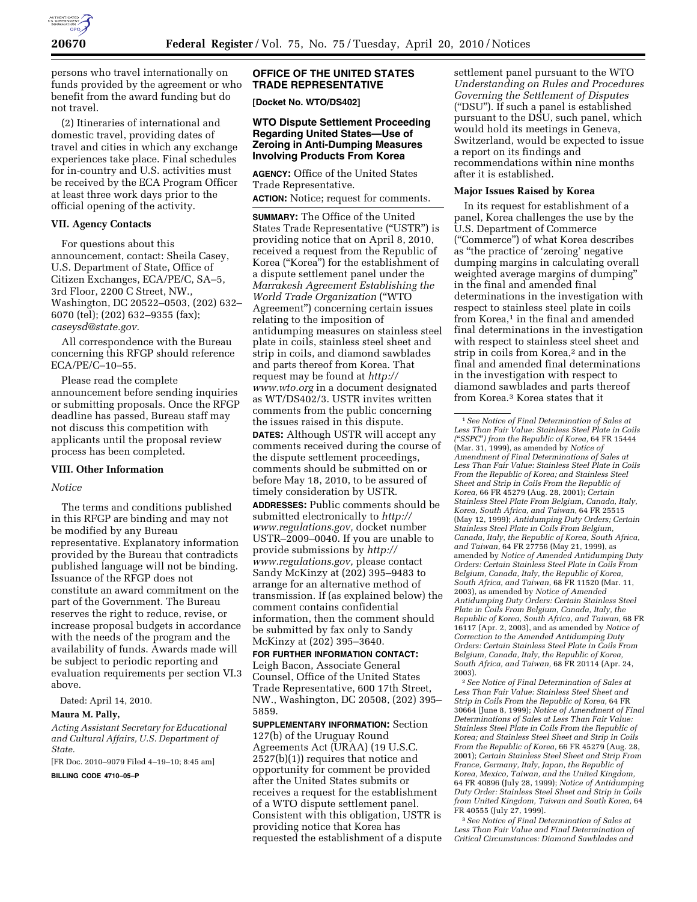persons who travel internationally on funds provided by the agreement or who benefit from the award funding but do not travel.

(2) Itineraries of international and domestic travel, providing dates of travel and cities in which any exchange experiences take place. Final schedules for in-country and U.S. activities must be received by the ECA Program Officer at least three work days prior to the official opening of the activity.

### VII. Agency Contacts

For questions about this announcement, contact: Sheila Casey, U.S. Department of State, Office of Citizen Exchanges, ECA/PE/C, SA–5, 3rd Floor, 2200 C Street, NW., Washington, DC 20522–0503, (202) 632–6070 (tel); (202) 632–9355 (fax); *caseysd@state.gov.*

All correspondence with the Bureau concerning this RFGP should reference ECA/PE/C–10–55.

Please read the complete announcement before sending inquiries or submitting proposals. Once the RFGP deadline has passed, Bureau staff may not discuss this competition with applicants until the proposal review process has been completed.

### VIII. Other Information

*Notice*

The terms and conditions published in this RFGP are binding and may not be modified by any Bureau representative. Explanatory information provided by the Bureau that contradicts published language will not be binding. Issuance of the RFGP does not constitute an award commitment on the part of the Government. The Bureau reserves the right to reduce, revise, or increase proposal budgets in accordance with the needs of the program and the availability of funds. Awards made will be subject to periodic reporting and evaluation requirements per section VI.3 above.

Dated: April 14, 2010.

**Maura M. Pally,**

*Acting Assistant Secretary for Educational and Cultural Affairs, U.S. Department of State.*

[FR Doc. 2010–9079 Filed 4–19–10; 8:45 am]

**BILLING CODE 4710–05–P**

## OFFICE OF THE UNITED STATES TRADE REPRESENTATIVE

**[Docket No. WTO/DS402]**

## WTO Dispute Settlement Proceeding Regarding United States—Use of Zeroing in Anti-Dumping Measures Involving Products From Korea

**AGENCY:** Office of the United States Trade Representative.

**ACTION:** Notice; request for comments.

**SUMMARY:** The Office of the United States Trade Representative ("USTR") is providing notice that on April 8, 2010, received a request from the Republic of Korea ("Korea") for the establishment of a dispute settlement panel under the *Marrakesh Agreement Establishing the World Trade Organization* ("WTO Agreement") concerning certain issues relating to the imposition of antidumping measures on stainless steel plate in coils, stainless steel sheet and strip in coils, and diamond sawblades and parts thereof from Korea. That request may be found at *http://www.wto.org* in a document designated as WT/DS402/3. USTR invites written comments from the public concerning the issues raised in this dispute.

**DATES:** Although USTR will accept any comments received during the course of the dispute settlement proceedings, comments should be submitted on or before May 18, 2010, to be assured of timely consideration by USTR.

**ADDRESSES:** Public comments should be submitted electronically to *http://www.regulations.gov,* docket number USTR–2009–0040. If you are unable to provide submissions by *http://www.regulations.gov,* please contact Sandy McKinzy at (202) 395–9483 to arrange for an alternative method of transmission. If (as explained below) the comment contains confidential information, then the comment should be submitted by fax only to Sandy McKinzy at (202) 395–3640.

**FOR FURTHER INFORMATION CONTACT:** Leigh Bacon, Associate General Counsel, Office of the United States Trade Representative, 600 17th Street, NW., Washington, DC 20508, (202) 395–5859.

**SUPPLEMENTARY INFORMATION:** Section 127(b) of the Uruguay Round Agreements Act (URAA) (19 U.S.C. 2527(b)(1)) requires that notice and opportunity for comment be provided after the United States submits or receives a request for the establishment of a WTO dispute settlement panel. Consistent with this obligation, USTR is providing notice that Korea has requested the establishment of a dispute settlement panel pursuant to the WTO *Understanding on Rules and Procedures Governing the Settlement of Disputes* ("DSU"). If such a panel is established pursuant to the DSU, such panel, which would hold its meetings in Geneva, Switzerland, would be expected to issue a report on its findings and recommendations within nine months after it is established.

### Major Issues Raised by Korea

In its request for establishment of a panel, Korea challenges the use by the U.S. Department of Commerce ("Commerce") of what Korea describes as "the practice of 'zeroing' negative dumping margins in calculating overall weighted average margins of dumping" in the final and amended final determinations in the investigation with respect to stainless steel plate in coils from Korea,[1] in the final and amended final determinations in the investigation with respect to stainless steel sheet and strip in coils from Korea,[2] and in the final and amended final determinations in the investigation with respect to diamond sawblades and parts thereof from Korea.[3] Korea states that it

[1] *See Notice of Final Determination of Sales at Less Than Fair Value: Stainless Steel Plate in Coils ("SSPC") from the Republic of Korea,* 64 FR 15444 (Mar. 31, 1999), as amended by *Notice of Amendment of Final Determinations of Sales at Less Than Fair Value: Stainless Steel Plate in Coils From the Republic of Korea; and Stainless Steel Sheet and Strip in Coils From the Republic of Korea,* 66 FR 45279 (Aug. 28, 2001); *Certain Stainless Steel Plate From Belgium, Canada, Italy, Korea, South Africa, and Taiwan,* 64 FR 25515 (May 12, 1999); *Antidumping Duty Orders; Certain Stainless Steel Plate in Coils From Belgium, Canada, Italy, the Republic of Korea, South Africa, and Taiwan,* 64 FR 27756 (May 21, 1999), as amended by *Notice of Amended Antidumping Duty Orders: Certain Stainless Steel Plate in Coils From Belgium, Canada, Italy, the Republic of Korea, South Africa, and Taiwan,* 68 FR 11520 (Mar. 11, 2003), as amended by *Notice of Amended Antidumping Duty Orders: Certain Stainless Steel Plate in Coils From Belgium, Canada, Italy, the Republic of Korea, South Africa, and Taiwan,* 68 FR 16117 (Apr. 2, 2003), and as amended by *Notice of Correction to the Amended Antidumping Duty Orders: Certain Stainless Steel Plate in Coils From Belgium, Canada, Italy, the Republic of Korea, South Africa, and Taiwan,* 68 FR 20114 (Apr. 24, 2003).

[2] *See Notice of Final Determination of Sales at Less Than Fair Value: Stainless Steel Sheet and Strip in Coils From the Republic of Korea,* 64 FR 30664 (June 8, 1999); *Notice of Amendment of Final Determinations of Sales at Less Than Fair Value: Stainless Steel Plate in Coils From the Republic of Korea; and Stainless Steel Sheet and Strip in Coils From the Republic of Korea,* 66 FR 45279 (Aug. 28, 2001); *Certain Stainless Steel Sheet and Strip From France, Germany, Italy, Japan, the Republic of Korea, Mexico, Taiwan, and the United Kingdom,* 64 FR 40896 (July 28, 1999); *Notice of Antidumping Duty Order: Stainless Steel Sheet and Strip in Coils from United Kingdom, Taiwan and South Korea,* 64 FR 40555 (July 27, 1999).

[3] *See Notice of Final Determination of Sales at Less Than Fair Value and Final Determination of Critical Circumstances: Diamond Sawblades and*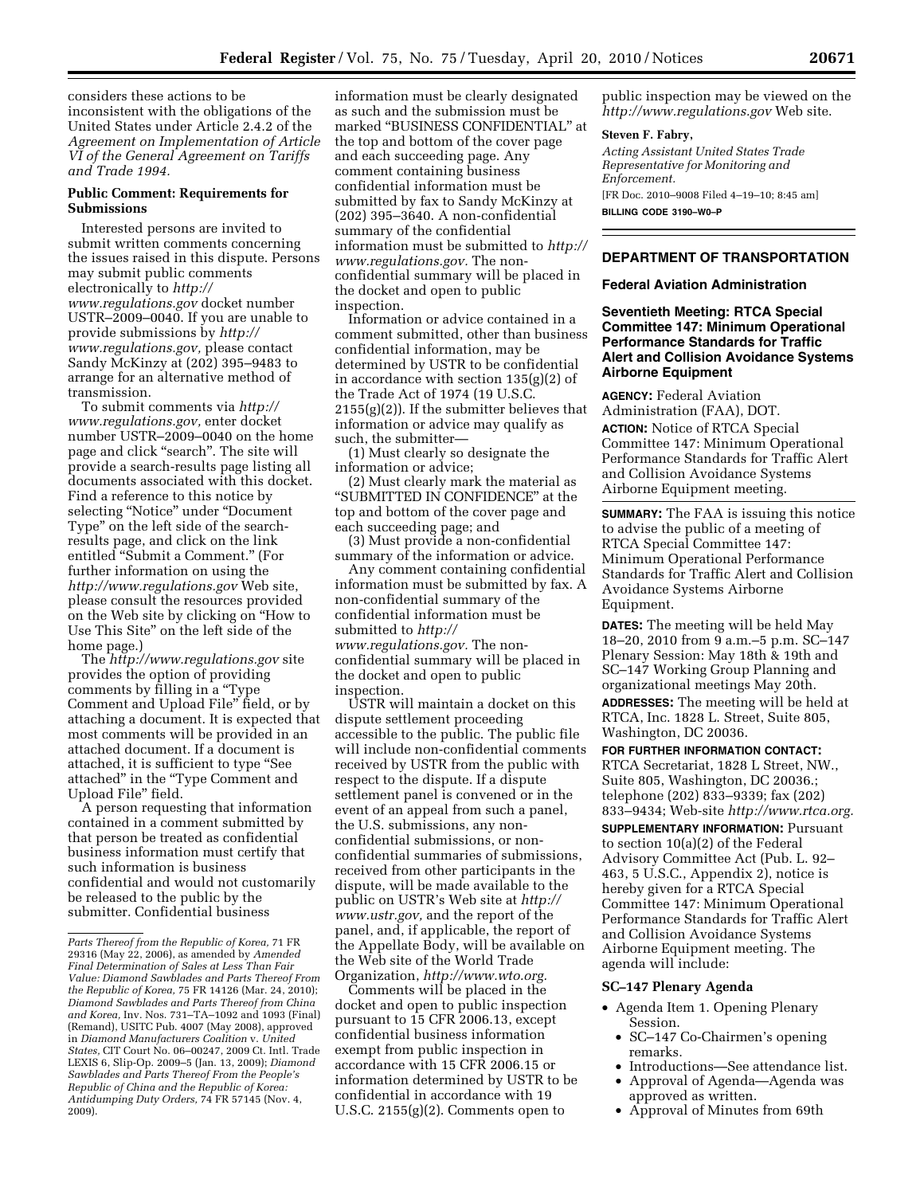considers these actions to be inconsistent with the obligations of the United States under Article 2.4.2 of the *Agreement on Implementation of Article VI of the General Agreement on Tariffs and Trade 1994.*

**Public Comment: Requirements for Submissions**

Interested persons are invited to submit written comments concerning the issues raised in this dispute. Persons may submit public comments electronically to *http://www.regulations.gov* docket number USTR–2009–0040. If you are unable to provide submissions by *http://www.regulations.gov,* please contact Sandy McKinzy at (202) 395–9483 to arrange for an alternative method of transmission.

To submit comments via *http://www.regulations.gov,* enter docket number USTR–2009–0040 on the home page and click "search". The site will provide a search-results page listing all documents associated with this docket. Find a reference to this notice by selecting "Notice" under "Document Type" on the left side of the search-results page, and click on the link entitled "Submit a Comment." (For further information on using the *http://www.regulations.gov* Web site, please consult the resources provided on the Web site by clicking on "How to Use This Site" on the left side of the home page.)

The *http://www.regulations.gov* site provides the option of providing comments by filling in a "Type Comment and Upload File" field, or by attaching a document. It is expected that most comments will be provided in an attached document. If a document is attached, it is sufficient to type "See attached" in the "Type Comment and Upload File" field.

A person requesting that information contained in a comment submitted by that person be treated as confidential business information must certify that such information is business confidential and would not customarily be released to the public by the submitter. Confidential business information must be clearly designated as such and the submission must be marked "BUSINESS CONFIDENTIAL" at the top and bottom of the cover page and each succeeding page. Any comment containing business confidential information must be submitted by fax to Sandy McKinzy at (202) 395–3640. A non-confidential summary of the confidential information must be submitted to *http://www.regulations.gov.* The non-confidential summary will be placed in the docket and open to public inspection.

Information or advice contained in a comment submitted, other than business confidential information, may be determined by USTR to be confidential in accordance with section 135(g)(2) of the Trade Act of 1974 (19 U.S.C. 2155(g)(2)). If the submitter believes that information or advice may qualify as such, the submitter—

(1) Must clearly so designate the information or advice;

(2) Must clearly mark the material as "SUBMITTED IN CONFIDENCE" at the top and bottom of the cover page and each succeeding page; and

(3) Must provide a non-confidential summary of the information or advice.

Any comment containing confidential information must be submitted by fax. A non-confidential summary of the confidential information must be submitted to *http://www.regulations.gov.* The non-confidential summary will be placed in the docket and open to public inspection.

USTR will maintain a docket on this dispute settlement proceeding accessible to the public. The public file will include non-confidential comments received by USTR from the public with respect to the dispute. If a dispute settlement panel is convened or in the event of an appeal from such a panel, the U.S. submissions, any non-confidential submissions, or non-confidential summaries of submissions, received from other participants in the dispute, will be made available to the public on USTR's Web site at *http://www.ustr.gov,* and the report of the panel, and, if applicable, the report of the Appellate Body, will be available on the Web site of the World Trade Organization, *http://www.wto.org.*

Comments will be placed in the docket and open to public inspection pursuant to 15 CFR 2006.13, except confidential business information exempt from public inspection in accordance with 15 CFR 2006.15 or information determined by USTR to be confidential in accordance with 19 U.S.C. 2155(g)(2). Comments open to public inspection may be viewed on the *http://www.regulations.gov* Web site.

**Steven F. Fabry,**

*Acting Assistant United States Trade Representative for Monitoring and Enforcement.*

[FR Doc. 2010–9008 Filed 4–19–10; 8:45 am]

**BILLING CODE 3190–W0–P**

*Parts Thereof from the Republic of Korea,* 71 FR 29316 (May 22, 2006), as amended by *Amended Final Determination of Sales at Less Than Fair Value: Diamond Sawblades and Parts Thereof From the Republic of Korea,* 75 FR 14126 (Mar. 24, 2010); *Diamond Sawblades and Parts Thereof from China and Korea,* Inv. Nos. 731–TA–1092 and 1093 (Final) (Remand), USITC Pub. 4007 (May 2008), approved in *Diamond Manufacturers Coalition* v. *United States,* CIT Court No. 06–00247, 2009 Ct. Intl. Trade LEXIS 6, Slip-Op. 2009–5 (Jan. 13, 2009); *Diamond Sawblades and Parts Thereof From the People's Republic of China and the Republic of Korea: Antidumping Duty Orders,* 74 FR 57145 (Nov. 4, 2009).

## DEPARTMENT OF TRANSPORTATION

### Federal Aviation Administration

### Seventieth Meeting: RTCA Special Committee 147: Minimum Operational Performance Standards for Traffic Alert and Collision Avoidance Systems Airborne Equipment

**AGENCY:** Federal Aviation Administration (FAA), DOT.

**ACTION:** Notice of RTCA Special Committee 147: Minimum Operational Performance Standards for Traffic Alert and Collision Avoidance Systems Airborne Equipment meeting.

**SUMMARY:** The FAA is issuing this notice to advise the public of a meeting of RTCA Special Committee 147: Minimum Operational Performance Standards for Traffic Alert and Collision Avoidance Systems Airborne Equipment.

**DATES:** The meeting will be held May 18–20, 2010 from 9 a.m.–5 p.m. SC–147 Plenary Session: May 18th & 19th and SC–147 Working Group Planning and organizational meetings May 20th.

**ADDRESSES:** The meeting will be held at RTCA, Inc. 1828 L. Street, Suite 805, Washington, DC 20036.

**FOR FURTHER INFORMATION CONTACT:** RTCA Secretariat, 1828 L Street, NW., Suite 805, Washington, DC 20036.; telephone (202) 833–9339; fax (202) 833–9434; Web-site *http://www.rtca.org.*

**SUPPLEMENTARY INFORMATION:** Pursuant to section 10(a)(2) of the Federal Advisory Committee Act (Pub. L. 92–463, 5 U.S.C., Appendix 2), notice is hereby given for a RTCA Special Committee 147: Minimum Operational Performance Standards for Traffic Alert and Collision Avoidance Systems Airborne Equipment meeting. The agenda will include:

**SC–147 Plenary Agenda**

- Agenda Item 1. Opening Plenary Session.
  - SC–147 Co-Chairmen's opening remarks.
  - Introductions—See attendance list.
  - Approval of Agenda—Agenda was approved as written.
  - Approval of Minutes from 69th